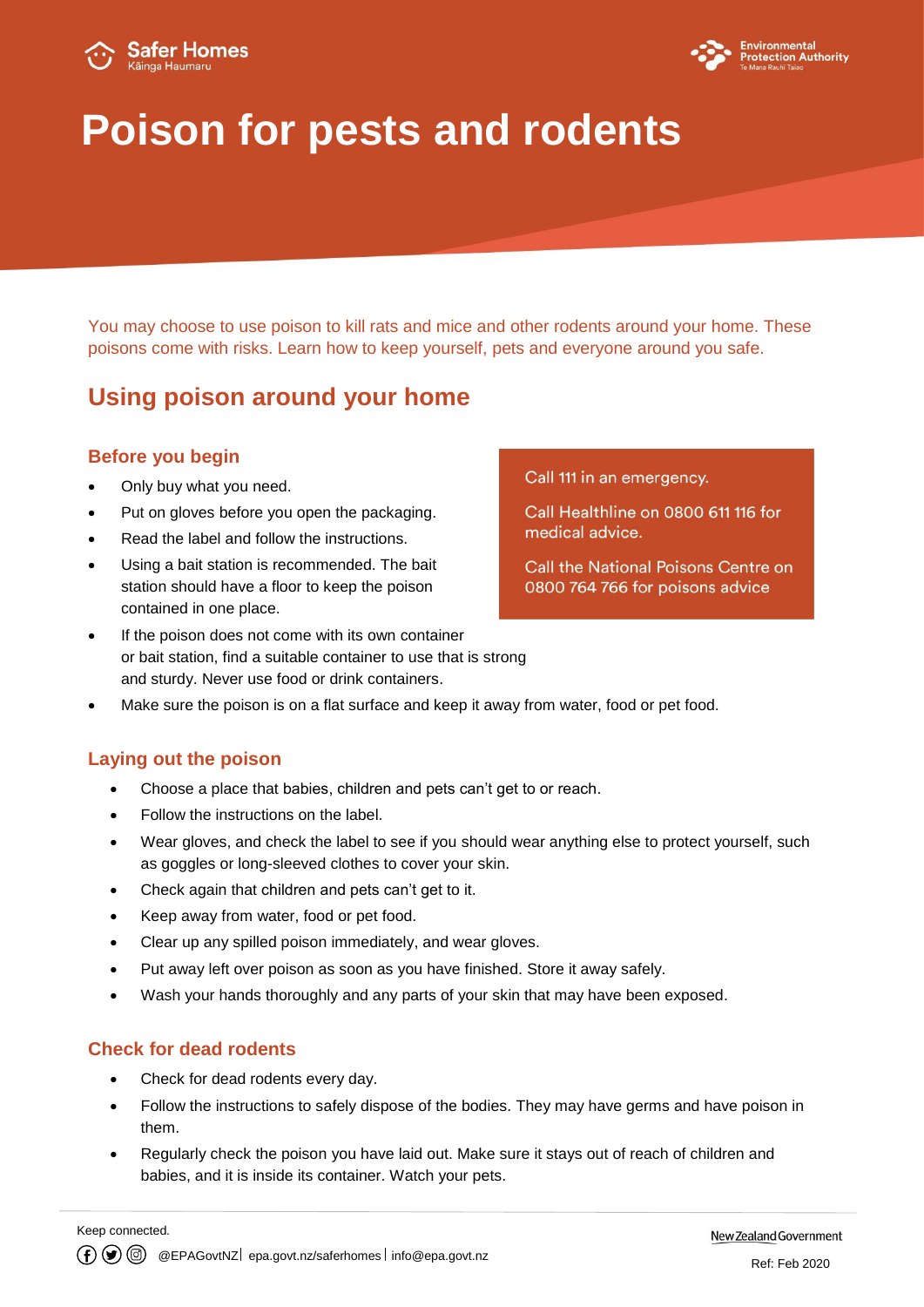Safer Homes
Kāinga Haumaru

Environmental Protection Authority
Te Mana Rauhī Taiao

# Poison for pests and rodents

You may choose to use poison to kill rats and mice and other rodents around your home. These poisons come with risks. Learn how to keep yourself, pets and everyone around you safe.

## Using poison around your home

Call 111 in an emergency.

Call Healthline on 0800 611 116 for medical advice.

Call the National Poisons Centre on 0800 764 766 for poisons advice

### Before you begin

- Only buy what you need.
- Put on gloves before you open the packaging.
- Read the label and follow the instructions.
- Using a bait station is recommended. The bait station should have a floor to keep the poison contained in one place.
- If the poison does not come with its own container or bait station, find a suitable container to use that is strong and sturdy. Never use food or drink containers.
- Make sure the poison is on a flat surface and keep it away from water, food or pet food.

### Laying out the poison

- Choose a place that babies, children and pets can't get to or reach.
- Follow the instructions on the label.
- Wear gloves, and check the label to see if you should wear anything else to protect yourself, such as goggles or long-sleeved clothes to cover your skin.
- Check again that children and pets can't get to it.
- Keep away from water, food or pet food.
- Clear up any spilled poison immediately, and wear gloves.
- Put away left over poison as soon as you have finished. Store it away safely.
- Wash your hands thoroughly and any parts of your skin that may have been exposed.

### Check for dead rodents

- Check for dead rodents every day.
- Follow the instructions to safely dispose of the bodies. They may have germs and have poison in them.
- Regularly check the poison you have laid out. Make sure it stays out of reach of children and babies, and it is inside its container. Watch your pets.

Keep connected.

@EPAGovtNZ | epa.govt.nz/saferhomes | info@epa.govt.nz

New Zealand Government

Ref: Feb 2020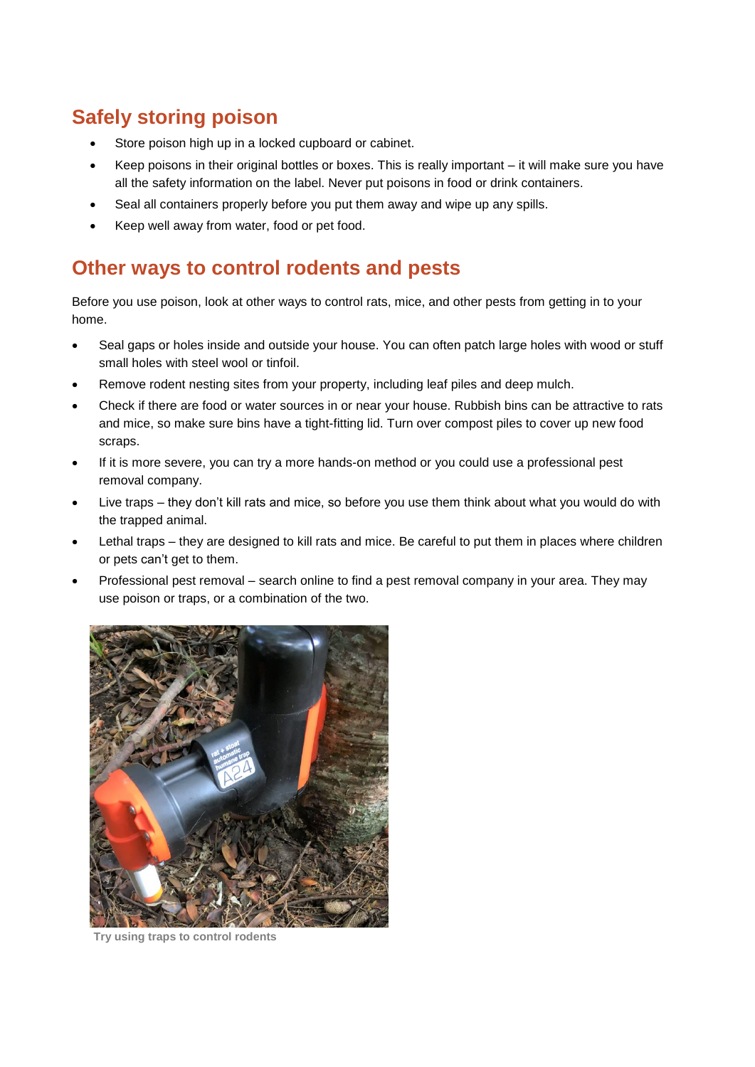## Safely storing poison

- Store poison high up in a locked cupboard or cabinet.
- Keep poisons in their original bottles or boxes. This is really important – it will make sure you have all the safety information on the label. Never put poisons in food or drink containers.
- Seal all containers properly before you put them away and wipe up any spills.
- Keep well away from water, food or pet food.

## Other ways to control rodents and pests

Before you use poison, look at other ways to control rats, mice, and other pests from getting in to your home.

- Seal gaps or holes inside and outside your house. You can often patch large holes with wood or stuff small holes with steel wool or tinfoil.
- Remove rodent nesting sites from your property, including leaf piles and deep mulch.
- Check if there are food or water sources in or near your house. Rubbish bins can be attractive to rats and mice, so make sure bins have a tight-fitting lid. Turn over compost piles to cover up new food scraps.
- If it is more severe, you can try a more hands-on method or you could use a professional pest removal company.
- Live traps – they don't kill rats and mice, so before you use them think about what you would do with the trapped animal.
- Lethal traps – they are designed to kill rats and mice. Be careful to put them in places where children or pets can't get to them.
- Professional pest removal – search online to find a pest removal company in your area. They may use poison or traps, or a combination of the two.

Try using traps to control rodents